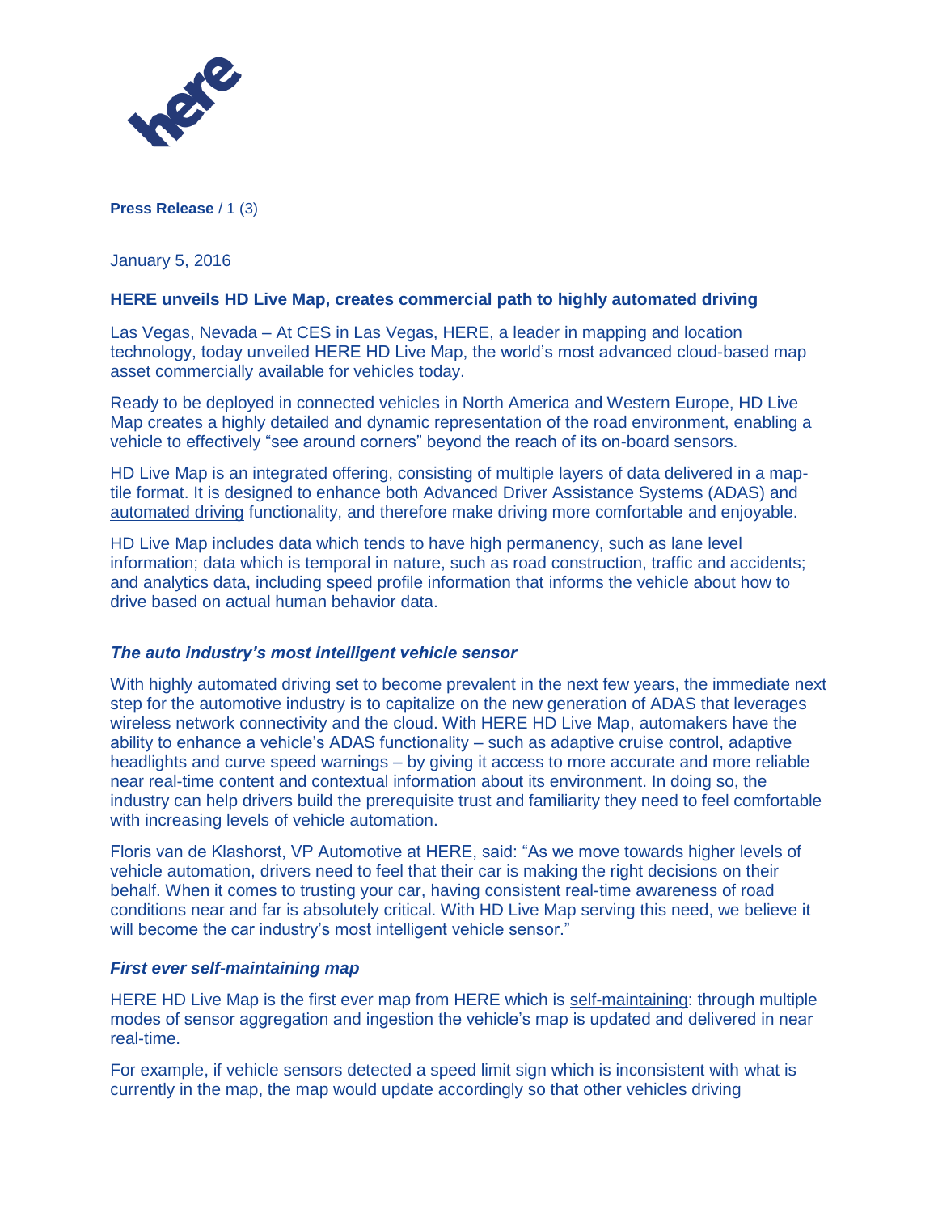**Press Release**

January 5, 2016

## HERE unveils HD Live Map, creates commercial path to highly automated driving

Las Vegas, Nevada – At CES in Las Vegas, HERE, a leader in mapping and location technology, today unveiled HERE HD Live Map, the world's most advanced cloud-based map asset commercially available for vehicles today.

Ready to be deployed in connected vehicles in North America and Western Europe, HD Live Map creates a highly detailed and dynamic representation of the road environment, enabling a vehicle to effectively "see around corners" beyond the reach of its on-board sensors.

HD Live Map is an integrated offering, consisting of multiple layers of data delivered in a map-tile format. It is designed to enhance both Advanced Driver Assistance Systems (ADAS) and automated driving functionality, and therefore make driving more comfortable and enjoyable.

HD Live Map includes data which tends to have high permanency, such as lane level information; data which is temporal in nature, such as road construction, traffic and accidents; and analytics data, including speed profile information that informs the vehicle about how to drive based on actual human behavior data.

### *The auto industry's most intelligent vehicle sensor*

With highly automated driving set to become prevalent in the next few years, the immediate next step for the automotive industry is to capitalize on the new generation of ADAS that leverages wireless network connectivity and the cloud. With HERE HD Live Map, automakers have the ability to enhance a vehicle's ADAS functionality – such as adaptive cruise control, adaptive headlights and curve speed warnings – by giving it access to more accurate and more reliable near real-time content and contextual information about its environment. In doing so, the industry can help drivers build the prerequisite trust and familiarity they need to feel comfortable with increasing levels of vehicle automation.

Floris van de Klashorst, VP Automotive at HERE, said: "As we move towards higher levels of vehicle automation, drivers need to feel that their car is making the right decisions on their behalf. When it comes to trusting your car, having consistent real-time awareness of road conditions near and far is absolutely critical. With HD Live Map serving this need, we believe it will become the car industry's most intelligent vehicle sensor."

### *First ever self-maintaining map*

HERE HD Live Map is the first ever map from HERE which is self-maintaining: through multiple modes of sensor aggregation and ingestion the vehicle's map is updated and delivered in near real-time.

For example, if vehicle sensors detected a speed limit sign which is inconsistent with what is currently in the map, the map would update accordingly so that other vehicles driving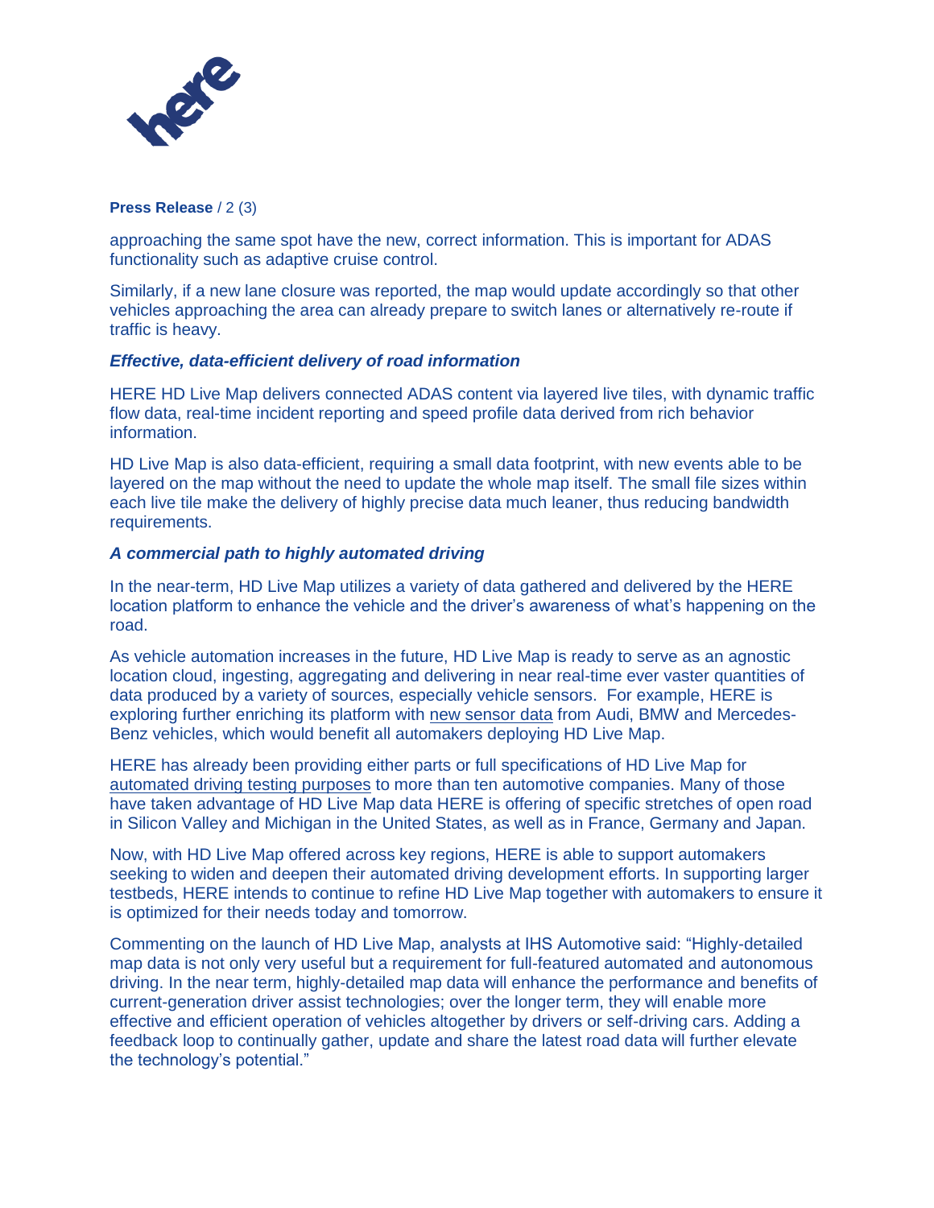approaching the same spot have the new, correct information. This is important for ADAS functionality such as adaptive cruise control.

Similarly, if a new lane closure was reported, the map would update accordingly so that other vehicles approaching the area can already prepare to switch lanes or alternatively re-route if traffic is heavy.

***Effective, data-efficient delivery of road information***

HERE HD Live Map delivers connected ADAS content via layered live tiles, with dynamic traffic flow data, real-time incident reporting and speed profile data derived from rich behavior information.

HD Live Map is also data-efficient, requiring a small data footprint, with new events able to be layered on the map without the need to update the whole map itself. The small file sizes within each live tile make the delivery of highly precise data much leaner, thus reducing bandwidth requirements.

***A commercial path to highly automated driving***

In the near-term, HD Live Map utilizes a variety of data gathered and delivered by the HERE location platform to enhance the vehicle and the driver's awareness of what's happening on the road.

As vehicle automation increases in the future, HD Live Map is ready to serve as an agnostic location cloud, ingesting, aggregating and delivering in near real-time ever vaster quantities of data produced by a variety of sources, especially vehicle sensors. For example, HERE is exploring further enriching its platform with new sensor data from Audi, BMW and Mercedes-Benz vehicles, which would benefit all automakers deploying HD Live Map.

HERE has already been providing either parts or full specifications of HD Live Map for automated driving testing purposes to more than ten automotive companies. Many of those have taken advantage of HD Live Map data HERE is offering of specific stretches of open road in Silicon Valley and Michigan in the United States, as well as in France, Germany and Japan.

Now, with HD Live Map offered across key regions, HERE is able to support automakers seeking to widen and deepen their automated driving development efforts. In supporting larger testbeds, HERE intends to continue to refine HD Live Map together with automakers to ensure it is optimized for their needs today and tomorrow.

Commenting on the launch of HD Live Map, analysts at IHS Automotive said: "Highly-detailed map data is not only very useful but a requirement for full-featured automated and autonomous driving. In the near term, highly-detailed map data will enhance the performance and benefits of current-generation driver assist technologies; over the longer term, they will enable more effective and efficient operation of vehicles altogether by drivers or self-driving cars. Adding a feedback loop to continually gather, update and share the latest road data will further elevate the technology's potential."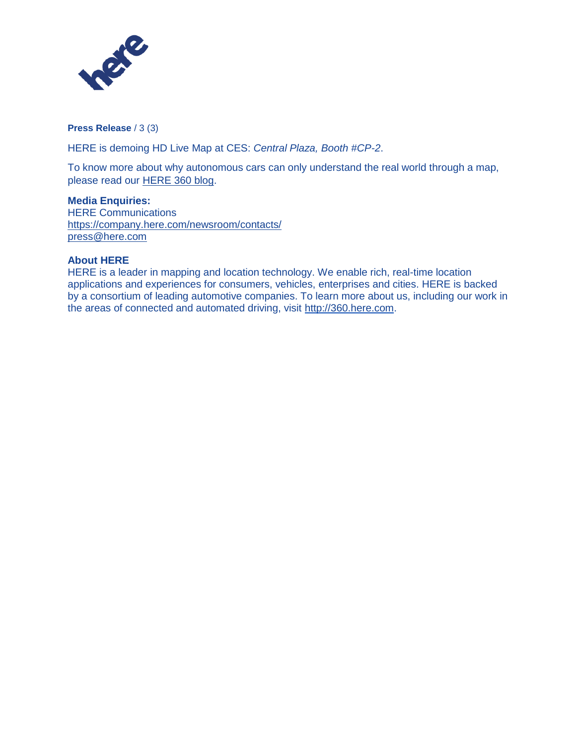HERE is demoing HD Live Map at CES: *Central Plaza, Booth #CP-2*.

To know more about why autonomous cars can only understand the real world through a map, please read our HERE 360 blog.

**Media Enquiries:**
HERE Communications
https://company.here.com/newsroom/contacts/
press@here.com

**About HERE**
HERE is a leader in mapping and location technology. We enable rich, real-time location applications and experiences for consumers, vehicles, enterprises and cities. HERE is backed by a consortium of leading automotive companies. To learn more about us, including our work in the areas of connected and automated driving, visit http://360.here.com.